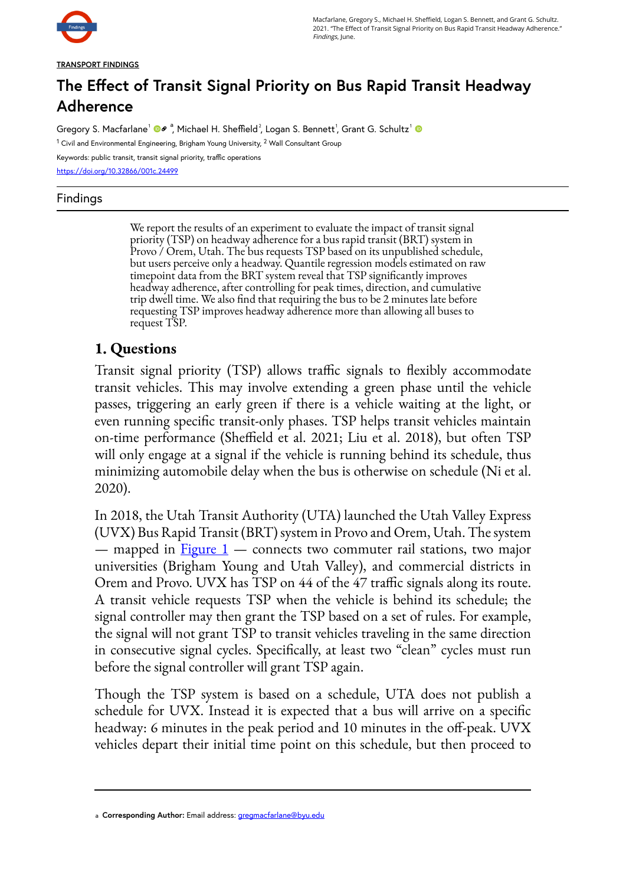TRANSPORT FINDINGS

# The Effect of Transit Signal Priority on Bus Rapid Transit Headway Adherence

Gregory S. Macfarlane[1] [a], Michael H. Sheffield[2], Logan S. Bennett[1], Grant G. Schultz[1]

[1] Civil and Environmental Engineering, Brigham Young University, [2] Wall Consultant Group

Keywords: public transit, transit signal priority, traffic operations

https://doi.org/10.32866/001c.24499

## Findings

We report the results of an experiment to evaluate the impact of transit signal priority (TSP) on headway adherence for a bus rapid transit (BRT) system in Provo / Orem, Utah. The bus requests TSP based on its unpublished schedule, but users perceive only a headway. Quantile regression models estimated on raw timepoint data from the BRT system reveal that TSP significantly improves headway adherence, after controlling for peak times, direction, and cumulative trip dwell time. We also find that requiring the bus to be 2 minutes late before requesting TSP improves headway adherence more than allowing all buses to request TSP.

## 1. Questions

Transit signal priority (TSP) allows traffic signals to flexibly accommodate transit vehicles. This may involve extending a green phase until the vehicle passes, triggering an early green if there is a vehicle waiting at the light, or even running specific transit-only phases. TSP helps transit vehicles maintain on-time performance (Sheffield et al. 2021; Liu et al. 2018), but often TSP will only engage at a signal if the vehicle is running behind its schedule, thus minimizing automobile delay when the bus is otherwise on schedule (Ni et al. 2020).

In 2018, the Utah Transit Authority (UTA) launched the Utah Valley Express (UVX) Bus Rapid Transit (BRT) system in Provo and Orem, Utah. The system — mapped in Figure 1 — connects two commuter rail stations, two major universities (Brigham Young and Utah Valley), and commercial districts in Orem and Provo. UVX has TSP on 44 of the 47 traffic signals along its route. A transit vehicle requests TSP when the vehicle is behind its schedule; the signal controller may then grant the TSP based on a set of rules. For example, the signal will not grant TSP to transit vehicles traveling in the same direction in consecutive signal cycles. Specifically, at least two "clean" cycles must run before the signal controller will grant TSP again.

Though the TSP system is based on a schedule, UTA does not publish a schedule for UVX. Instead it is expected that a bus will arrive on a specific headway: 6 minutes in the peak period and 10 minutes in the off-peak. UVX vehicles depart their initial time point on this schedule, but then proceed to

---

[a] **Corresponding Author:** Email address: gregmacfarlane@byu.edu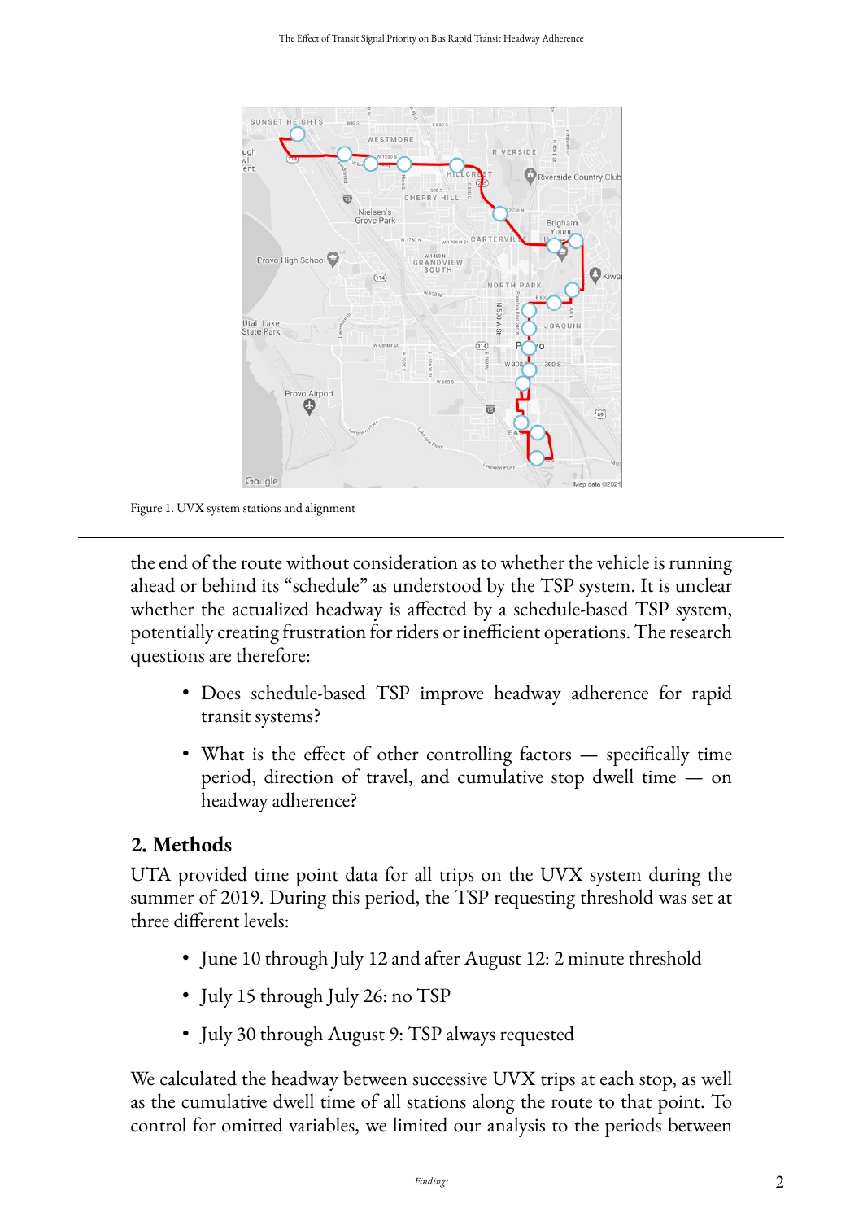Figure 1. UVX system stations and alignment

the end of the route without consideration as to whether the vehicle is running ahead or behind its "schedule" as understood by the TSP system. It is unclear whether the actualized headway is affected by a schedule-based TSP system, potentially creating frustration for riders or inefficient operations. The research questions are therefore:

- Does schedule-based TSP improve headway adherence for rapid transit systems?
- What is the effect of other controlling factors — specifically time period, direction of travel, and cumulative stop dwell time — on headway adherence?

## 2. Methods

UTA provided time point data for all trips on the UVX system during the summer of 2019. During this period, the TSP requesting threshold was set at three different levels:

- June 10 through July 12 and after August 12: 2 minute threshold
- July 15 through July 26: no TSP
- July 30 through August 9: TSP always requested

We calculated the headway between successive UVX trips at each stop, as well as the cumulative dwell time of all stations along the route to that point. To control for omitted variables, we limited our analysis to the periods between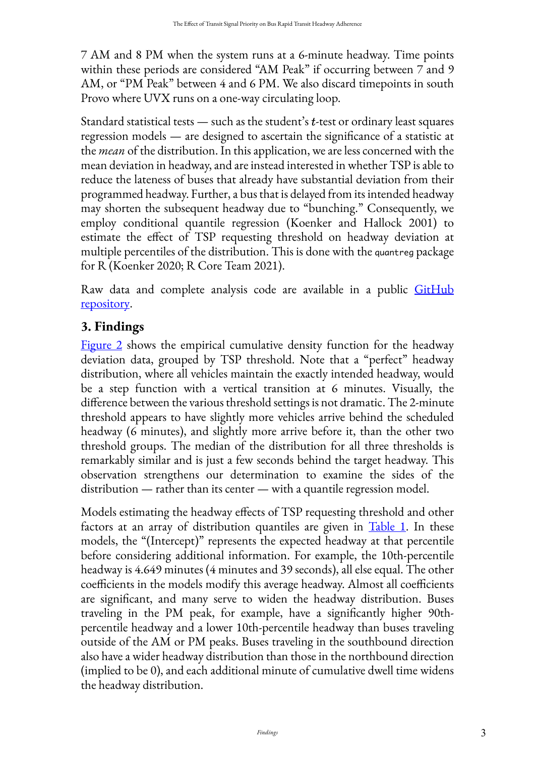7 AM and 8 PM when the system runs at a 6-minute headway. Time points within these periods are considered "AM Peak" if occurring between 7 and 9 AM, or "PM Peak" between 4 and 6 PM. We also discard timepoints in south Provo where UVX runs on a one-way circulating loop.

Standard statistical tests — such as the student's $t$-test or ordinary least squares regression models — are designed to ascertain the significance of a statistic at the *mean* of the distribution. In this application, we are less concerned with the mean deviation in headway, and are instead interested in whether TSP is able to reduce the lateness of buses that already have substantial deviation from their programmed headway. Further, a bus that is delayed from its intended headway may shorten the subsequent headway due to "bunching." Consequently, we employ conditional quantile regression (Koenker and Hallock 2001) to estimate the effect of TSP requesting threshold on headway deviation at multiple percentiles of the distribution. This is done with the `quantreg` package for R (Koenker 2020; R Core Team 2021).

Raw data and complete analysis code are available in a public GitHub repository.

## 3. Findings

Figure 2 shows the empirical cumulative density function for the headway deviation data, grouped by TSP threshold. Note that a "perfect" headway distribution, where all vehicles maintain the exactly intended headway, would be a step function with a vertical transition at 6 minutes. Visually, the difference between the various threshold settings is not dramatic. The 2-minute threshold appears to have slightly more vehicles arrive behind the scheduled headway (6 minutes), and slightly more arrive before it, than the other two threshold groups. The median of the distribution for all three thresholds is remarkably similar and is just a few seconds behind the target headway. This observation strengthens our determination to examine the sides of the distribution — rather than its center — with a quantile regression model.

Models estimating the headway effects of TSP requesting threshold and other factors at an array of distribution quantiles are given in Table 1. In these models, the "(Intercept)" represents the expected headway at that percentile before considering additional information. For example, the 10th-percentile headway is 4.649 minutes (4 minutes and 39 seconds), all else equal. The other coefficients in the models modify this average headway. Almost all coefficients are significant, and many serve to widen the headway distribution. Buses traveling in the PM peak, for example, have a significantly higher 90th-percentile headway and a lower 10th-percentile headway than buses traveling outside of the AM or PM peaks. Buses traveling in the southbound direction also have a wider headway distribution than those in the northbound direction (implied to be 0), and each additional minute of cumulative dwell time widens the headway distribution.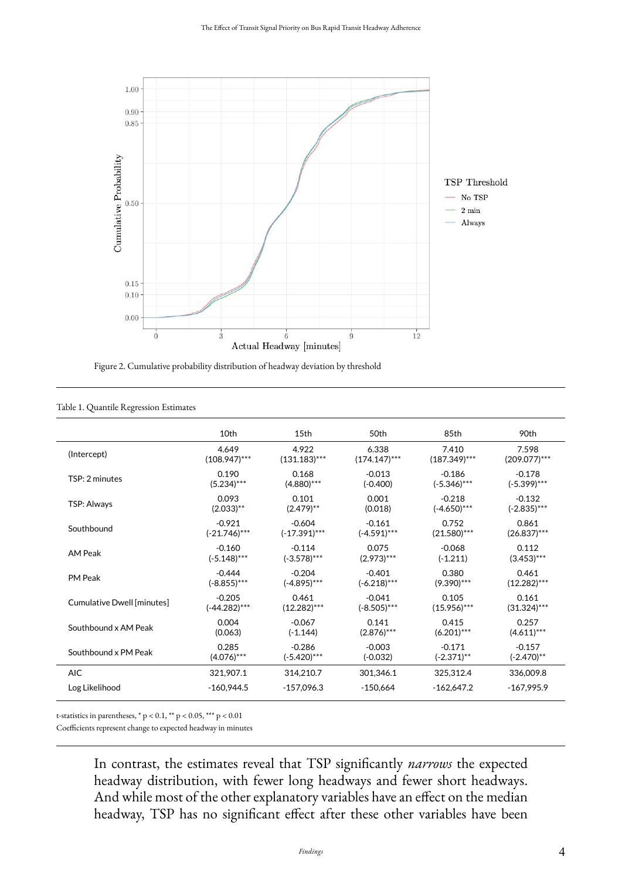Figure 2. Cumulative probability distribution of headway deviation by threshold

Table 1. Quantile Regression Estimates

| | 10th | 15th | 50th | 85th | 90th |
|---|---|---|---|---|---|
| (Intercept) | 4.649<br>(108.947)*** | 4.922<br>(131.183)*** | 6.338<br>(174.147)*** | 7.410<br>(187.349)*** | 7.598<br>(209.077)*** |
| TSP: 2 minutes | 0.190<br>(5.234)*** | 0.168<br>(4.880)*** | -0.013<br>(-0.400) | -0.186<br>(-5.346)*** | -0.178<br>(-5.399)*** |
| TSP: Always | 0.093<br>(2.033)** | 0.101<br>(2.479)** | 0.001<br>(0.018) | -0.218<br>(-4.650)*** | -0.132<br>(-2.835)*** |
| Southbound | -0.921<br>(-21.746)*** | -0.604<br>(-17.391)*** | -0.161<br>(-4.591)*** | 0.752<br>(21.580)*** | 0.861<br>(26.837)*** |
| AM Peak | -0.160<br>(-5.148)*** | -0.114<br>(-3.578)*** | 0.075<br>(2.973)*** | -0.068<br>(-1.211) | 0.112<br>(3.453)*** |
| PM Peak | -0.444<br>(-8.855)*** | -0.204<br>(-4.895)*** | -0.401<br>(-6.218)*** | 0.380<br>(9.390)*** | 0.461<br>(12.282)*** |
| Cumulative Dwell [minutes] | -0.205<br>(-44.282)*** | 0.461<br>(12.282)*** | -0.041<br>(-8.505)*** | 0.105<br>(15.956)*** | 0.161<br>(31.324)*** |
| Southbound x AM Peak | 0.004<br>(0.063) | -0.067<br>(-1.144) | 0.141<br>(2.876)*** | 0.415<br>(6.201)*** | 0.257<br>(4.611)*** |
| Southbound x PM Peak | 0.285<br>(4.076)*** | -0.286<br>(-5.420)*** | -0.003<br>(-0.032) | -0.171<br>(-2.371)** | -0.157<br>(-2.470)** |
| AIC | 321,907.1 | 314,210.7 | 301,346.1 | 325,312.4 | 336,009.8 |
| Log Likelihood | -160,944.5 | -157,096.3 | -150,664 | -162,647.2 | -167,995.9 |

t-statistics in parentheses, * $p < 0.1$, ** $p < 0.05$, *** $p < 0.01$

Coefficients represent change to expected headway in minutes

In contrast, the estimates reveal that TSP significantly *narrows* the expected headway distribution, with fewer long headways and fewer short headways. And while most of the other explanatory variables have an effect on the median headway, TSP has no significant effect after these other variables have been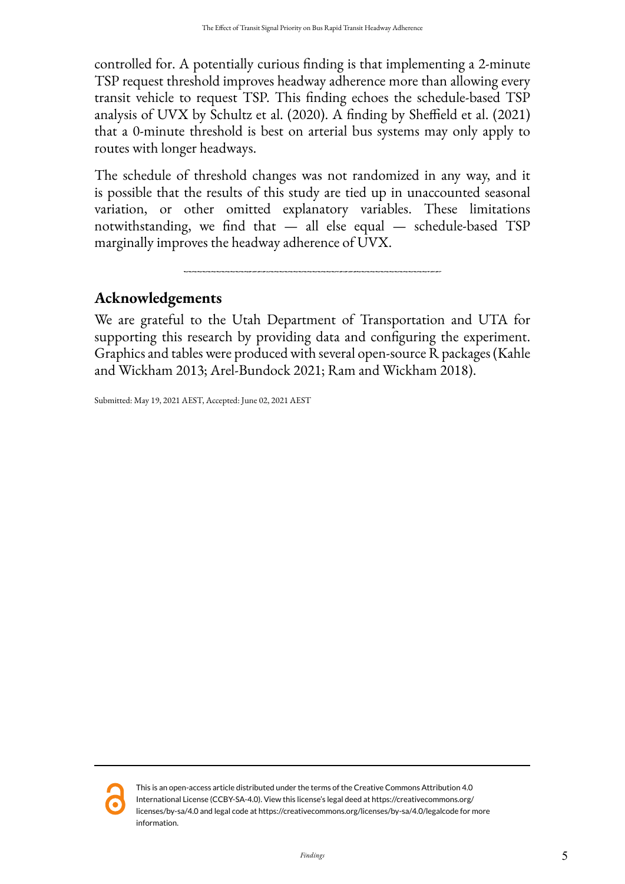controlled for. A potentially curious finding is that implementing a 2-minute TSP request threshold improves headway adherence more than allowing every transit vehicle to request TSP. This finding echoes the schedule-based TSP analysis of UVX by Schultz et al. (2020). A finding by Sheffield et al. (2021) that a 0-minute threshold is best on arterial bus systems may only apply to routes with longer headways.

The schedule of threshold changes was not randomized in any way, and it is possible that the results of this study are tied up in unaccounted seasonal variation, or other omitted explanatory variables. These limitations notwithstanding, we find that — all else equal — schedule-based TSP marginally improves the headway adherence of UVX.

## Acknowledgements

We are grateful to the Utah Department of Transportation and UTA for supporting this research by providing data and configuring the experiment. Graphics and tables were produced with several open-source R packages (Kahle and Wickham 2013; Arel-Bundock 2021; Ram and Wickham 2018).

Submitted: May 19, 2021 AEST, Accepted: June 02, 2021 AEST

This is an open-access article distributed under the terms of the Creative Commons Attribution 4.0 International License (CCBY-SA-4.0). View this license's legal deed at https://creativecommons.org/licenses/by-sa/4.0 and legal code at https://creativecommons.org/licenses/by-sa/4.0/legalcode for more information.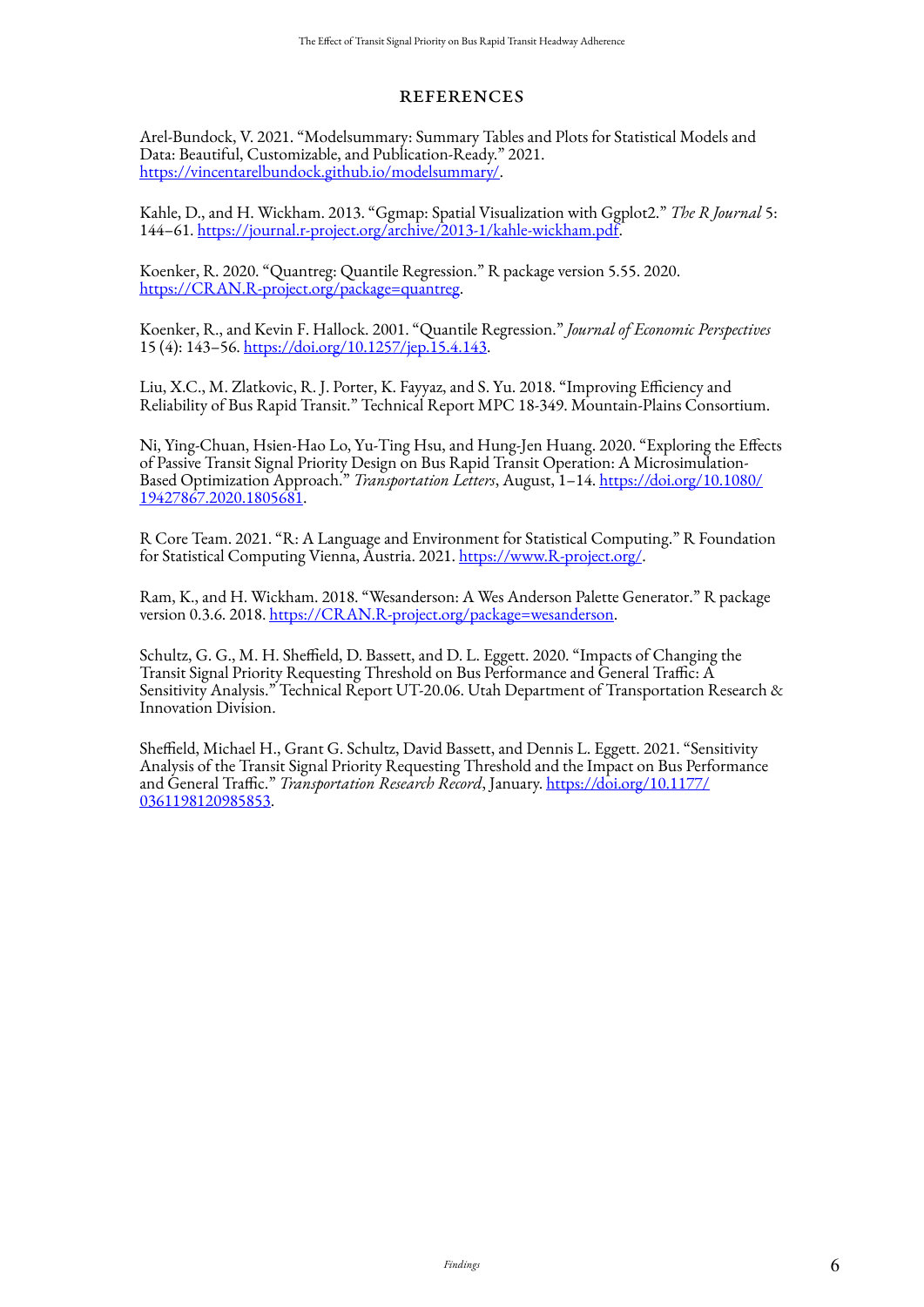# REFERENCES

Arel-Bundock, V. 2021. "Modelsummary: Summary Tables and Plots for Statistical Models and Data: Beautiful, Customizable, and Publication-Ready." 2021. https://vincentarelbundock.github.io/modelsummary/.

Kahle, D., and H. Wickham. 2013. "Ggmap: Spatial Visualization with Ggplot2." *The R Journal* 5: 144–61. https://journal.r-project.org/archive/2013-1/kahle-wickham.pdf.

Koenker, R. 2020. "Quantreg: Quantile Regression." R package version 5.55. 2020. https://CRAN.R-project.org/package=quantreg.

Koenker, R., and Kevin F. Hallock. 2001. "Quantile Regression." *Journal of Economic Perspectives* 15 (4): 143–56. https://doi.org/10.1257/jep.15.4.143.

Liu, X.C., M. Zlatkovic, R. J. Porter, K. Fayyaz, and S. Yu. 2018. "Improving Efficiency and Reliability of Bus Rapid Transit." Technical Report MPC 18-349. Mountain-Plains Consortium.

Ni, Ying-Chuan, Hsien-Hao Lo, Yu-Ting Hsu, and Hung-Jen Huang. 2020. "Exploring the Effects of Passive Transit Signal Priority Design on Bus Rapid Transit Operation: A Microsimulation-Based Optimization Approach." *Transportation Letters*, August, 1–14. https://doi.org/10.1080/19427867.2020.1805681.

R Core Team. 2021. "R: A Language and Environment for Statistical Computing." R Foundation for Statistical Computing Vienna, Austria. 2021. https://www.R-project.org/.

Ram, K., and H. Wickham. 2018. "Wesanderson: A Wes Anderson Palette Generator." R package version 0.3.6. 2018. https://CRAN.R-project.org/package=wesanderson.

Schultz, G. G., M. H. Sheffield, D. Bassett, and D. L. Eggett. 2020. "Impacts of Changing the Transit Signal Priority Requesting Threshold on Bus Performance and General Traffic: A Sensitivity Analysis." Technical Report UT-20.06. Utah Department of Transportation Research & Innovation Division.

Sheffield, Michael H., Grant G. Schultz, David Bassett, and Dennis L. Eggett. 2021. "Sensitivity Analysis of the Transit Signal Priority Requesting Threshold and the Impact on Bus Performance and General Traffic." *Transportation Research Record*, January. https://doi.org/10.1177/0361198120985853.